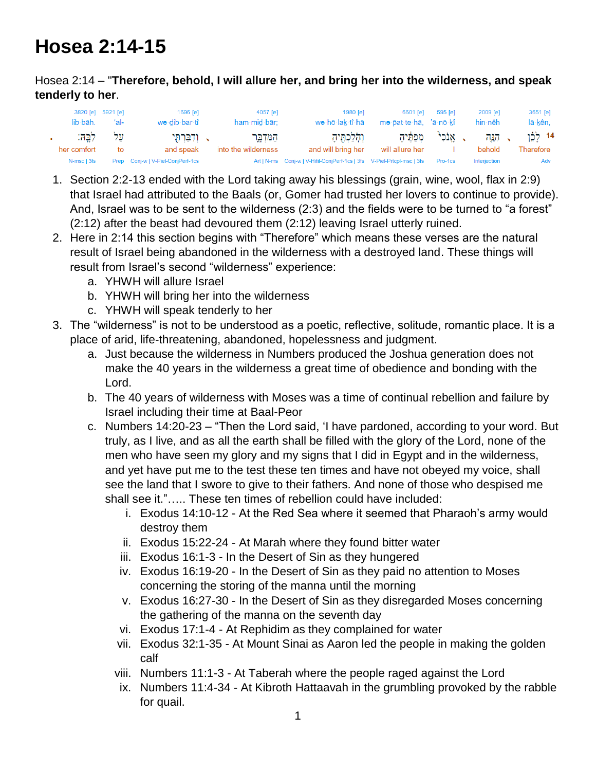# Hosea 2:14-15

Hosea 2:14 – "**Therefore, behold, I will allure her, and bring her into the wilderness, and speak tenderly to her**.

| 3820 [e] | 5921 [e] | 1696 [e] | 4057 [e] | 1980 [e] | 6601 [e] | 595 [e] | 2009 [e] | 3651 [e] |
|---|---|---|---|---|---|---|---|---|
| lib·bāh. | 'al- | wə·dib·bar·tî | ham·miḏ·bār; | wə·hō·lak·tî·hā | mə·pat·te·hā, | 'ā·nō·kî | hin·nêh | lā·kên, |
| לִבָּֽהּ׃ | עַל | וְדִבַּרְתִּ֖י | הַמִּדְבָּ֑ר | וְהֹלַכְתִּ֖יהָ | מְפַתֶּ֔יהָ | אָנֹכִי֙ | הִנֵּ֤ה | 14 לָכֵ֗ן |
| her comfort | to | and speak | into the wilderness | and will bring her | will allure her | I | behold | Therefore |
| N-msc \| 3fs | Prep | Conj-w \| V-Piel-ConjPerf-1cs | Art \| N-ms | Conj-w \| V-Hifil-ConjPerf-1cs \| 3fs | V-Piel-Prtcpl-msc \| 3fs | Pro-1cs | Interjection | Adv |

1. Section 2:2-13 ended with the Lord taking away his blessings (grain, wine, wool, flax in 2:9) that Israel had attributed to the Baals (or, Gomer had trusted her lovers to continue to provide). And, Israel was to be sent to the wilderness (2:3) and the fields were to be turned to "a forest" (2:12) after the beast had devoured them (2:12) leaving Israel utterly ruined.
2. Here in 2:14 this section begins with "Therefore" which means these verses are the natural result of Israel being abandoned in the wilderness with a destroyed land. These things will result from Israel's second "wilderness" experience:
   a. YHWH will allure Israel
   b. YHWH will bring her into the wilderness
   c. YHWH will speak tenderly to her
3. The "wilderness" is not to be understood as a poetic, reflective, solitude, romantic place. It is a place of arid, life-threatening, abandoned, hopelessness and judgment.
   a. Just because the wilderness in Numbers produced the Joshua generation does not make the 40 years in the wilderness a great time of obedience and bonding with the Lord.
   b. The 40 years of wilderness with Moses was a time of continual rebellion and failure by Israel including their time at Baal-Peor
   c. Numbers 14:20-23 – "Then the Lord said, 'I have pardoned, according to your word. But truly, as I live, and as all the earth shall be filled with the glory of the Lord, none of the men who have seen my glory and my signs that I did in Egypt and in the wilderness, and yet have put me to the test these ten times and have not obeyed my voice, shall see the land that I swore to give to their fathers. And none of those who despised me shall see it."….. These ten times of rebellion could have included:
      i. Exodus 14:10-12 - At the Red Sea where it seemed that Pharaoh's army would destroy them
      ii. Exodus 15:22-24 - At Marah where they found bitter water
      iii. Exodus 16:1-3 - In the Desert of Sin as they hungered
      iv. Exodus 16:19-20 - In the Desert of Sin as they paid no attention to Moses concerning the storing of the manna until the morning
      v. Exodus 16:27-30 - In the Desert of Sin as they disregarded Moses concerning the gathering of the manna on the seventh day
      vi. Exodus 17:1-4 - At Rephidim as they complained for water
      vii. Exodus 32:1-35 - At Mount Sinai as Aaron led the people in making the golden calf
      viii. Numbers 11:1-3 - At Taberah where the people raged against the Lord
      ix. Numbers 11:4-34 - At Kibroth Hattaavah in the grumbling provoked by the rabble for quail.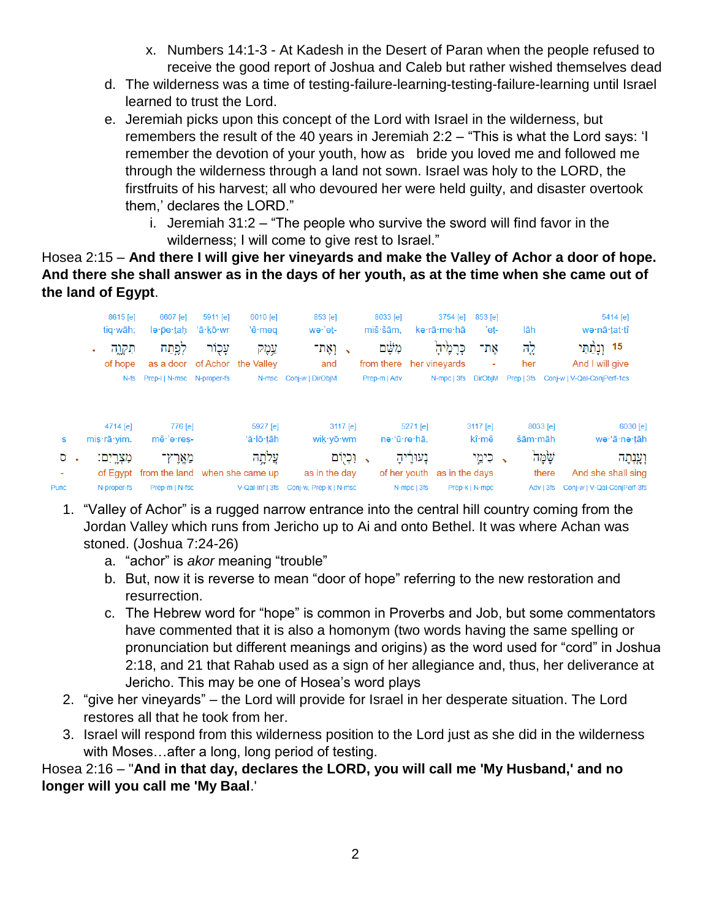x. Numbers 14:1-3 - At Kadesh in the Desert of Paran when the people refused to receive the good report of Joshua and Caleb but rather wished themselves dead

d. The wilderness was a time of testing-failure-learning-testing-failure-learning until Israel learned to trust the Lord.

e. Jeremiah picks upon this concept of the Lord with Israel in the wilderness, but remembers the result of the 40 years in Jeremiah 2:2 – "This is what the Lord says: 'I remember the devotion of your youth, how as bride you loved me and followed me through the wilderness through a land not sown. Israel was holy to the LORD, the firstfruits of his harvest; all who devoured her were held guilty, and disaster overtook them,' declares the LORD."

   i. Jeremiah 31:2 – "The people who survive the sword will find favor in the wilderness; I will come to give rest to Israel."

Hosea 2:15 – **And there I will give her vineyards and make the Valley of Achor a door of hope. And there she shall answer as in the days of her youth, as at the time when she came out of the land of Egypt**.

| | | | | | | | | | |
|---|---|---|---|---|---|---|---|---|---|
| 8615 [e] | 6607 [e] | 5911 [e] | 6010 [e] | 853 [e] | 8033 [e] | 3754 [e] | 853 [e] | | 5414 [e] |
| tiq·wāh; | lə·p̄e·ṯaḥ | 'ā·ḵō·wr | 'ê·meq | wə·'eṯ- | miš·šām, | kə·rā·me·hā | 'eṯ- | lāh | wə·nā·ṯat·tî |
| . תִּקְוָה | לְפֶתַח | עָכוֹר | עֵמֶק | וְאֶת־ | מִשָּׁם | כְּרָמֶיהָ | אֶת־ | לָהּ | 15 וְנָתַתִּי |
| of hope | as a door | of Achor | the Valley | and | from there | her vineyards | - | her | And I will give |
| N-fs | Prep-l \| N-msc | N-proper-fs | N-msc | Conj-w \| DirObjM | Prep-m \| Adv | N-mpc \| 3fs | DirObjM | Prep \| 3fs | Conj-w \| V-Qal-ConjPerf-1cs |

| | | | | | | | | | |
|---|---|---|---|---|---|---|---|---|---|
| | 4714 [e] | 776 [e] | 5927 [e] | 3117 [e] | 5271 [e] | 3117 [e] | 8033 [e] | 6030 [e] |
| s | miṣ·rā·yim. | mê·'e·reṣ- | 'ă·lō·ṯāh | wiḵ·yō·wm | nə·'ū·re·hā, | kî·mê | šām·māh | wə·'ā·nə·ṯāh |
| ס . | מִצְרָיִם׃ | מֵאֶרֶץ־ | עֲלֹתָהּ | וּכְיוֹם | נְעוּרֶיהָ | כִּימֵי | שָׁמָּה | וְעָנְתָה |
| - | of Egypt | from the land | when she came up | as in the day | of her youth | as in the days | there | And she shall sing |
| Punc | N-proper-fs | Prep-m \| N-fsc | V-Qal-Inf \| 3fs | Conj-w, Prep-k \| N-msc | N-mpc \| 3fs | Prep-k \| N-mpc | Adv \| 3fs | Conj-w \| V-Qal-ConjPerf-3fs |

1. "Valley of Achor" is a rugged narrow entrance into the central hill country coming from the Jordan Valley which runs from Jericho up to Ai and onto Bethel. It was where Achan was stoned. (Joshua 7:24-26)
   a. "achor" is *akor* meaning "trouble"
   b. But, now it is reverse to mean "door of hope" referring to the new restoration and resurrection.
   c. The Hebrew word for "hope" is common in Proverbs and Job, but some commentators have commented that it is also a homonym (two words having the same spelling or pronunciation but different meanings and origins) as the word used for "cord" in Joshua 2:18, and 21 that Rahab used as a sign of her allegiance and, thus, her deliverance at Jericho. This may be one of Hosea's word plays
2. "give her vineyards" – the Lord will provide for Israel in her desperate situation. The Lord restores all that he took from her.
3. Israel will respond from this wilderness position to the Lord just as she did in the wilderness with Moses…after a long, long period of testing.

Hosea 2:16 – "**And in that day, declares the LORD, you will call me 'My Husband,' and no longer will you call me 'My Baal**.'